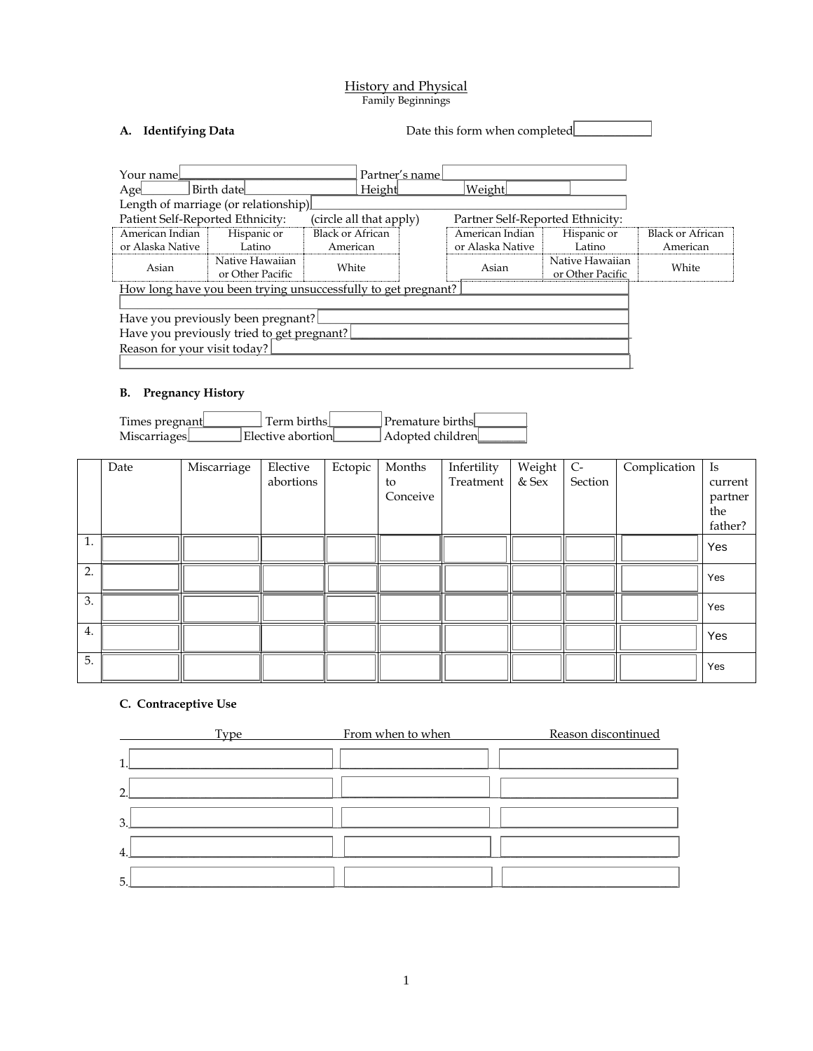# History and Physical

Family Beginnings

## A. Identifying Data

Date this form when completed ____________

Your name ____________________ Partner's name ____________________

Age ________ Birth date ____________ Height ____________ Weight ____________

Length of marriage (or relationship) ____________________

Patient Self-Reported Ethnicity: (circle all that apply)

| American Indian or Alaska Native | Hispanic or Latino | Black or African American |
|---|---|---|
| Asian | Native Hawaiian or Other Pacific | White |

Partner Self-Reported Ethnicity:

| American Indian or Alaska Native | Hispanic or Latino | Black or African American |
|---|---|---|
| Asian | Native Hawaiian or Other Pacific | White |

How long have you been trying unsuccessfully to get pregnant? ____________________

Have you previously been pregnant? ____________________

Have you previously tried to get pregnant? ____________________

Reason for your visit today? ____________________

## B. Pregnancy History

Times pregnant ________ Term births ________ Premature births ________

Miscarriages ________ Elective abortion ________ Adopted children ________

| | Date | Miscarriage | Elective abortions | Ectopic | Months to Conceive | Infertility Treatment | Weight & Sex | C-Section | Complication | Is current partner the father? |
|---|---|---|---|---|---|---|---|---|---|---|
| 1. | | | | | | | | | | Yes |
| 2. | | | | | | | | | | Yes |
| 3. | | | | | | | | | | Yes |
| 4. | | | | | | | | | | Yes |
| 5. | | | | | | | | | | Yes |

## C. Contraceptive Use

| | Type | From when to when | Reason discontinued |
|---|---|---|---|
| 1. | | | |
| 2. | | | |
| 3. | | | |
| 4. | | | |
| 5. | | | |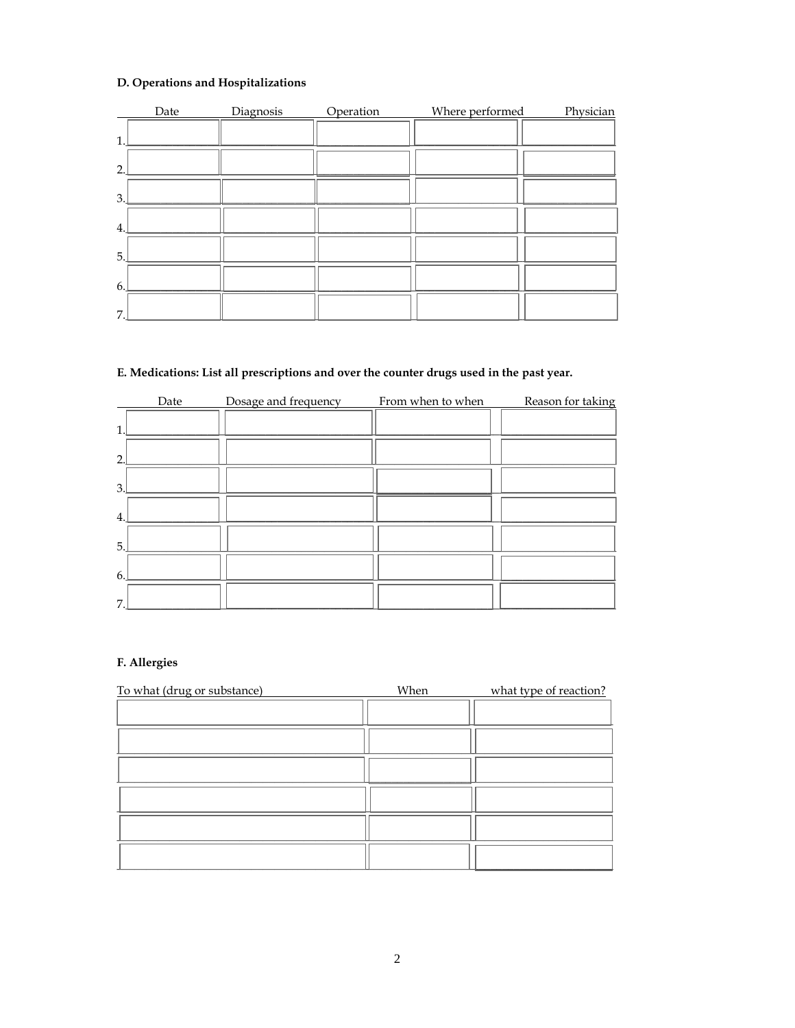**D. Operations and Hospitalizations**

| | Date | Diagnosis | Operation | Where performed | Physician |
|---|---|---|---|---|---|
| 1. | | | | | |
| 2. | | | | | |
| 3. | | | | | |
| 4. | | | | | |
| 5. | | | | | |
| 6. | | | | | |
| 7. | | | | | |

**E. Medications: List all prescriptions and over the counter drugs used in the past year.**

| | Date | Dosage and frequency | From when to when | Reason for taking |
|---|---|---|---|---|
| 1. | | | | |
| 2. | | | | |
| 3. | | | | |
| 4. | | | | |
| 5. | | | | |
| 6. | | | | |
| 7. | | | | |

**F. Allergies**

| To what (drug or substance) | When | what type of reaction? |
|---|---|---|
| | | |
| | | |
| | | |
| | | |
| | | |
| | | |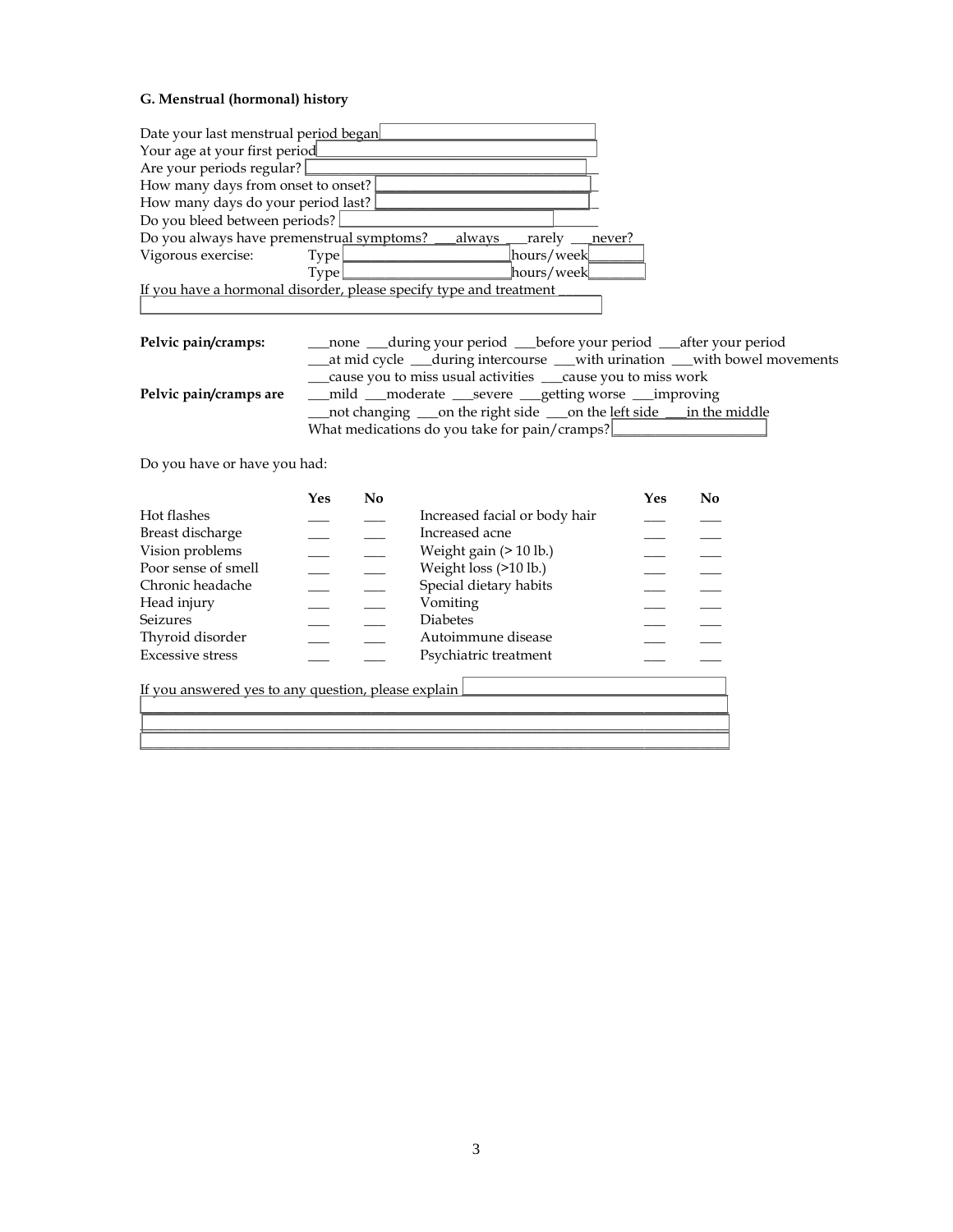### G. Menstrual (hormonal) history

Date your last menstrual period began ____________________

Your age at your first period ____________________

Are your periods regular? ____________________

How many days from onset to onset? ____________________

How many days do your period last? ____________________

Do you bleed between periods? ____________________

Do you always have premenstrual symptoms? ___always ___rarely ___never?

Vigorous exercise: Type ____________________ hours/week ________

Type ____________________ hours/week ________

If you have a hormonal disorder, please specify type and treatment ____________________

____________________________________________________________

**Pelvic pain/cramps:** ___none ___during your period ___before your period ___after your period ___at mid cycle ___during intercourse ___with urination ___with bowel movements ___cause you to miss usual activities ___cause you to miss work

**Pelvic pain/cramps are** ___mild ___moderate ___severe ___getting worse ___improving ___not changing ___on the right side ___on the left side ___in the middle

What medications do you take for pain/cramps? ____________________

Do you have or have you had:

| | Yes | No | | Yes | No |
|---|---|---|---|---|---|
| Hot flashes | ___ | ___ | Increased facial or body hair | ___ | ___ |
| Breast discharge | ___ | ___ | Increased acne | ___ | ___ |
| Vision problems | ___ | ___ | Weight gain (> 10 lb.) | ___ | ___ |
| Poor sense of smell | ___ | ___ | Weight loss (>10 lb.) | ___ | ___ |
| Chronic headache | ___ | ___ | Special dietary habits | ___ | ___ |
| Head injury | ___ | ___ | Vomiting | ___ | ___ |
| Seizures | ___ | ___ | Diabetes | ___ | ___ |
| Thyroid disorder | ___ | ___ | Autoimmune disease | ___ | ___ |
| Excessive stress | ___ | ___ | Psychiatric treatment | ___ | ___ |

If you answered yes to any question, please explain ____________________

____________________________________________________________

____________________________________________________________

____________________________________________________________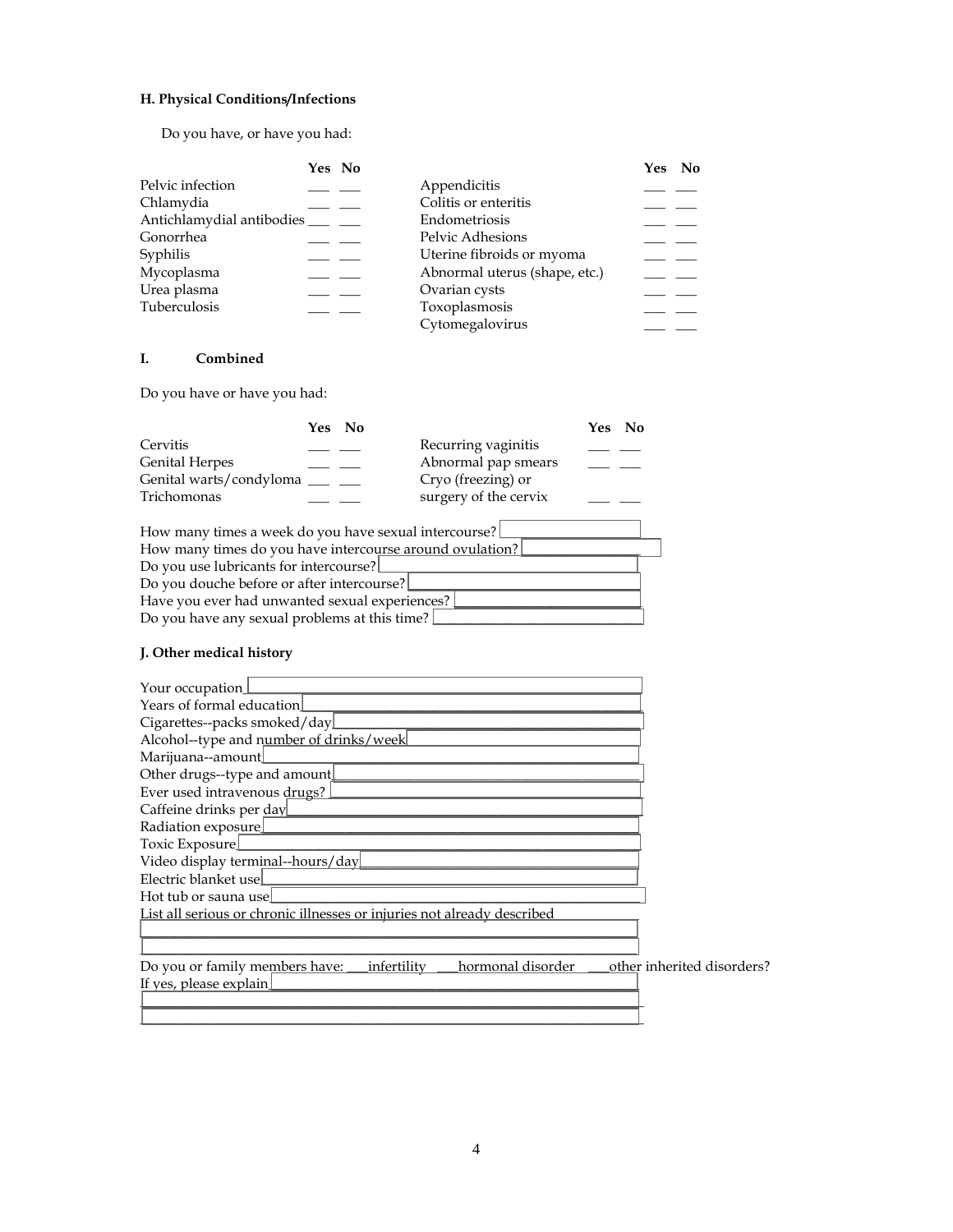**H. Physical Conditions/Infections**

Do you have, or have you had:

| | Yes | No | | Yes | No |
|---|---|---|---|---|---|
| Pelvic infection | ___ | ___ | Appendicitis | ___ | ___ |
| Chlamydia | ___ | ___ | Colitis or enteritis | ___ | ___ |
| Antichlamydial antibodies | ___ | ___ | Endometriosis | ___ | ___ |
| Gonorrhea | ___ | ___ | Pelvic Adhesions | ___ | ___ |
| Syphilis | ___ | ___ | Uterine fibroids or myoma | ___ | ___ |
| Mycoplasma | ___ | ___ | Abnormal uterus (shape, etc.) | ___ | ___ |
| Urea plasma | ___ | ___ | Ovarian cysts | ___ | ___ |
| Tuberculosis | ___ | ___ | Toxoplasmosis | ___ | ___ |
| | | | Cytomegalovirus | ___ | ___ |

**I. Combined**

Do you have or have you had:

| | Yes | No | | Yes | No |
|---|---|---|---|---|---|
| Cervitis | ___ | ___ | Recurring vaginitis | ___ | ___ |
| Genital Herpes | ___ | ___ | Abnormal pap smears | ___ | ___ |
| Genital warts/condyloma | ___ | ___ | Cryo (freezing) or surgery of the cervix | ___ | ___ |
| Trichomonas | ___ | ___ | | | |

How many times a week do you have sexual intercourse? ____________

How many times do you have intercourse around ovulation? ____________

Do you use lubricants for intercourse? ____________

Do you douche before or after intercourse? ____________

Have you ever had unwanted sexual experiences? ____________

Do you have any sexual problems at this time? ____________

**J. Other medical history**

Your occupation____________

Years of formal education____________

Cigarettes--packs smoked/day____________

Alcohol--type and number of drinks/week____________

Marijuana--amount____________

Other drugs--type and amount____________

Ever used intravenous drugs? ____________

Caffeine drinks per day____________

Radiation exposure____________

Toxic Exposure____________

Video display terminal--hours/day____________

Electric blanket use____________

Hot tub or sauna use____________

List all serious or chronic illnesses or injuries not already described

____________

____________

Do you or family members have: ___infertility ___hormonal disorder ___other inherited disorders?

If yes, please explain____________

____________

____________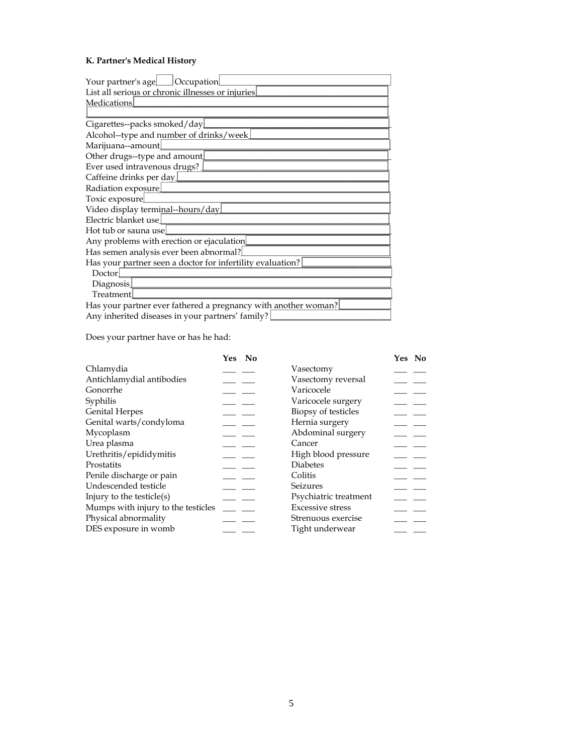### K. Partner's Medical History

Your partner's age\_\_\_\_ Occupation\_\_\_\_\_\_\_\_\_\_\_\_\_\_\_\_\_\_\_\_

List all serious or chronic illnesses or injuries\_\_\_\_\_\_\_\_\_\_\_\_\_\_\_\_\_\_\_\_

Medications\_\_\_\_\_\_\_\_\_\_\_\_\_\_\_\_\_\_\_\_\_\_\_\_\_\_\_\_\_\_\_\_\_\_\_\_\_\_

\_\_\_\_\_\_\_\_\_\_\_\_\_\_\_\_\_\_\_\_\_\_\_\_\_\_\_\_\_\_\_\_\_\_\_\_\_\_\_\_\_\_\_\_\_\_

Cigarettes--packs smoked/day\_\_\_\_\_\_\_\_\_\_\_\_\_\_\_\_\_\_\_\_\_\_\_\_\_\_\_\_

Alcohol--type and number of drinks/week\_\_\_\_\_\_\_\_\_\_\_\_\_\_\_\_\_\_\_\_\_\_

Marijuana--amount\_\_\_\_\_\_\_\_\_\_\_\_\_\_\_\_\_\_\_\_\_\_\_\_\_\_\_\_\_\_\_\_\_\_

Other drugs--type and amount\_\_\_\_\_\_\_\_\_\_\_\_\_\_\_\_\_\_\_\_\_\_\_\_\_\_\_\_

Ever used intravenous drugs? \_\_\_\_\_\_\_\_\_\_\_\_\_\_\_\_\_\_\_\_\_\_\_\_\_\_\_\_

Caffeine drinks per day\_\_\_\_\_\_\_\_\_\_\_\_\_\_\_\_\_\_\_\_\_\_\_\_\_\_\_\_\_\_\_

Radiation exposure\_\_\_\_\_\_\_\_\_\_\_\_\_\_\_\_\_\_\_\_\_\_\_\_\_\_\_\_\_\_\_\_\_

Toxic exposure\_\_\_\_\_\_\_\_\_\_\_\_\_\_\_\_\_\_\_\_\_\_\_\_\_\_\_\_\_\_\_\_\_\_\_

Video display terminal--hours/day\_\_\_\_\_\_\_\_\_\_\_\_\_\_\_\_\_\_\_\_\_\_\_\_\_

Electric blanket use\_\_\_\_\_\_\_\_\_\_\_\_\_\_\_\_\_\_\_\_\_\_\_\_\_\_\_\_\_\_\_\_

Hot tub or sauna use\_\_\_\_\_\_\_\_\_\_\_\_\_\_\_\_\_\_\_\_\_\_\_\_\_\_\_\_\_\_\_\_

Any problems with erection or ejaculation\_\_\_\_\_\_\_\_\_\_\_\_\_\_\_\_\_\_\_\_\_\_

Has semen analysis ever been abnormal?\_\_\_\_\_\_\_\_\_\_\_\_\_\_\_\_\_\_\_\_\_\_

Has your partner seen a doctor for infertility evaluation? \_\_\_\_\_\_\_\_\_\_\_\_

Doctor\_\_\_\_\_\_\_\_\_\_\_\_\_\_\_\_\_\_\_\_\_\_\_\_\_\_\_\_\_\_\_\_\_\_\_\_\_\_

Diagnosis\_\_\_\_\_\_\_\_\_\_\_\_\_\_\_\_\_\_\_\_\_\_\_\_\_\_\_\_\_\_\_\_\_\_\_\_\_

Treatment\_\_\_\_\_\_\_\_\_\_\_\_\_\_\_\_\_\_\_\_\_\_\_\_\_\_\_\_\_\_\_\_\_\_\_\_\_

Has your partner ever fathered a pregnancy with another woman?\_\_\_\_\_\_\_\_\_

Any inherited diseases in your partners' family? \_\_\_\_\_\_\_\_\_\_\_\_\_\_\_\_\_\_

Does your partner have or has he had:

| | Yes | No | | Yes | No |
|---|---|---|---|---|---|
| Chlamydia | \_\_\_ | \_\_\_ | Vasectomy | \_\_\_ | \_\_\_ |
| Antichlamydial antibodies | \_\_\_ | \_\_\_ | Vasectomy reversal | \_\_\_ | \_\_\_ |
| Gonorrhe | \_\_\_ | \_\_\_ | Varicocele | \_\_\_ | \_\_\_ |
| Syphilis | \_\_\_ | \_\_\_ | Varicocele surgery | \_\_\_ | \_\_\_ |
| Genital Herpes | \_\_\_ | \_\_\_ | Biopsy of testicles | \_\_\_ | \_\_\_ |
| Genital warts/condyloma | \_\_\_ | \_\_\_ | Hernia surgery | \_\_\_ | \_\_\_ |
| Mycoplasm | \_\_\_ | \_\_\_ | Abdominal surgery | \_\_\_ | \_\_\_ |
| Urea plasma | \_\_\_ | \_\_\_ | Cancer | \_\_\_ | \_\_\_ |
| Urethritis/epididymitis | \_\_\_ | \_\_\_ | High blood pressure | \_\_\_ | \_\_\_ |
| Prostatits | \_\_\_ | \_\_\_ | Diabetes | \_\_\_ | \_\_\_ |
| Penile discharge or pain | \_\_\_ | \_\_\_ | Colitis | \_\_\_ | \_\_\_ |
| Undescended testicle | \_\_\_ | \_\_\_ | Seizures | \_\_\_ | \_\_\_ |
| Injury to the testicle(s) | \_\_\_ | \_\_\_ | Psychiatric treatment | \_\_\_ | \_\_\_ |
| Mumps with injury to the testicles | \_\_\_ | \_\_\_ | Excessive stress | \_\_\_ | \_\_\_ |
| Physical abnormality | \_\_\_ | \_\_\_ | Strenuous exercise | \_\_\_ | \_\_\_ |
| DES exposure in womb | \_\_\_ | \_\_\_ | Tight underwear | \_\_\_ | \_\_\_ |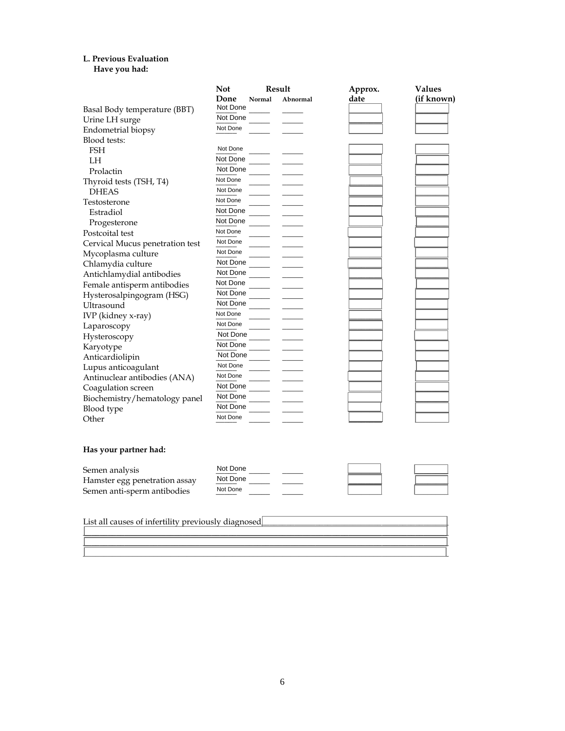**L. Previous Evaluation**
**Have you had:**

| | Not Done | Result: Normal | Result: Abnormal | Approx. date | Values (if known) |
|---|---|---|---|---|---|
| Basal Body temperature (BBT) | Not Done | | | | |
| Urine LH surge | Not Done | | | | |
| Endometrial biopsy | Not Done | | | | |
| Blood tests: | | | | | |
| FSH | Not Done | | | | |
| LH | Not Done | | | | |
| Prolactin | Not Done | | | | |
| Thyroid tests (TSH, T4) | Not Done | | | | |
| DHEAS | Not Done | | | | |
| Testosterone | Not Done | | | | |
| Estradiol | Not Done | | | | |
| Progesterone | Not Done | | | | |
| Postcoital test | Not Done | | | | |
| Cervical Mucus penetration test | Not Done | | | | |
| Mycoplasma culture | Not Done | | | | |
| Chlamydia culture | Not Done | | | | |
| Antichlamydial antibodies | Not Done | | | | |
| Female antisperm antibodies | Not Done | | | | |
| Hysterosalpingogram (HSG) | Not Done | | | | |
| Ultrasound | Not Done | | | | |
| IVP (kidney x-ray) | Not Done | | | | |
| Laparoscopy | Not Done | | | | |
| Hysteroscopy | Not Done | | | | |
| Karyotype | Not Done | | | | |
| Anticardiolipin | Not Done | | | | |
| Lupus anticoagulant | Not Done | | | | |
| Antinuclear antibodies (ANA) | Not Done | | | | |
| Coagulation screen | Not Done | | | | |
| Biochemistry/hematology panel | Not Done | | | | |
| Blood type | Not Done | | | | |
| Other | Not Done | | | | |

**Has your partner had:**

| | Not Done | Result: Normal | Result: Abnormal | Approx. date | Values (if known) |
|---|---|---|---|---|---|
| Semen analysis | Not Done | | | | |
| Hamster egg penetration assay | Not Done | | | | |
| Semen anti-sperm antibodies | Not Done | | | | |

List all causes of infertility previously diagnosed\_\_\_\_\_\_\_\_\_\_\_\_\_\_\_\_\_\_\_\_\_\_\_\_\_\_\_\_\_\_\_\_\_\_\_\_\_\_

\_\_\_\_\_\_\_\_\_\_\_\_\_\_\_\_\_\_\_\_\_\_\_\_\_\_\_\_\_\_\_\_\_\_\_\_\_\_\_\_\_\_\_\_\_\_\_\_\_\_\_\_\_\_\_\_\_\_\_\_\_\_\_\_\_\_\_\_\_\_\_\_\_\_\_\_\_\_

\_\_\_\_\_\_\_\_\_\_\_\_\_\_\_\_\_\_\_\_\_\_\_\_\_\_\_\_\_\_\_\_\_\_\_\_\_\_\_\_\_\_\_\_\_\_\_\_\_\_\_\_\_\_\_\_\_\_\_\_\_\_\_\_\_\_\_\_\_\_\_\_\_\_\_\_\_\_

\_\_\_\_\_\_\_\_\_\_\_\_\_\_\_\_\_\_\_\_\_\_\_\_\_\_\_\_\_\_\_\_\_\_\_\_\_\_\_\_\_\_\_\_\_\_\_\_\_\_\_\_\_\_\_\_\_\_\_\_\_\_\_\_\_\_\_\_\_\_\_\_\_\_\_\_\_\_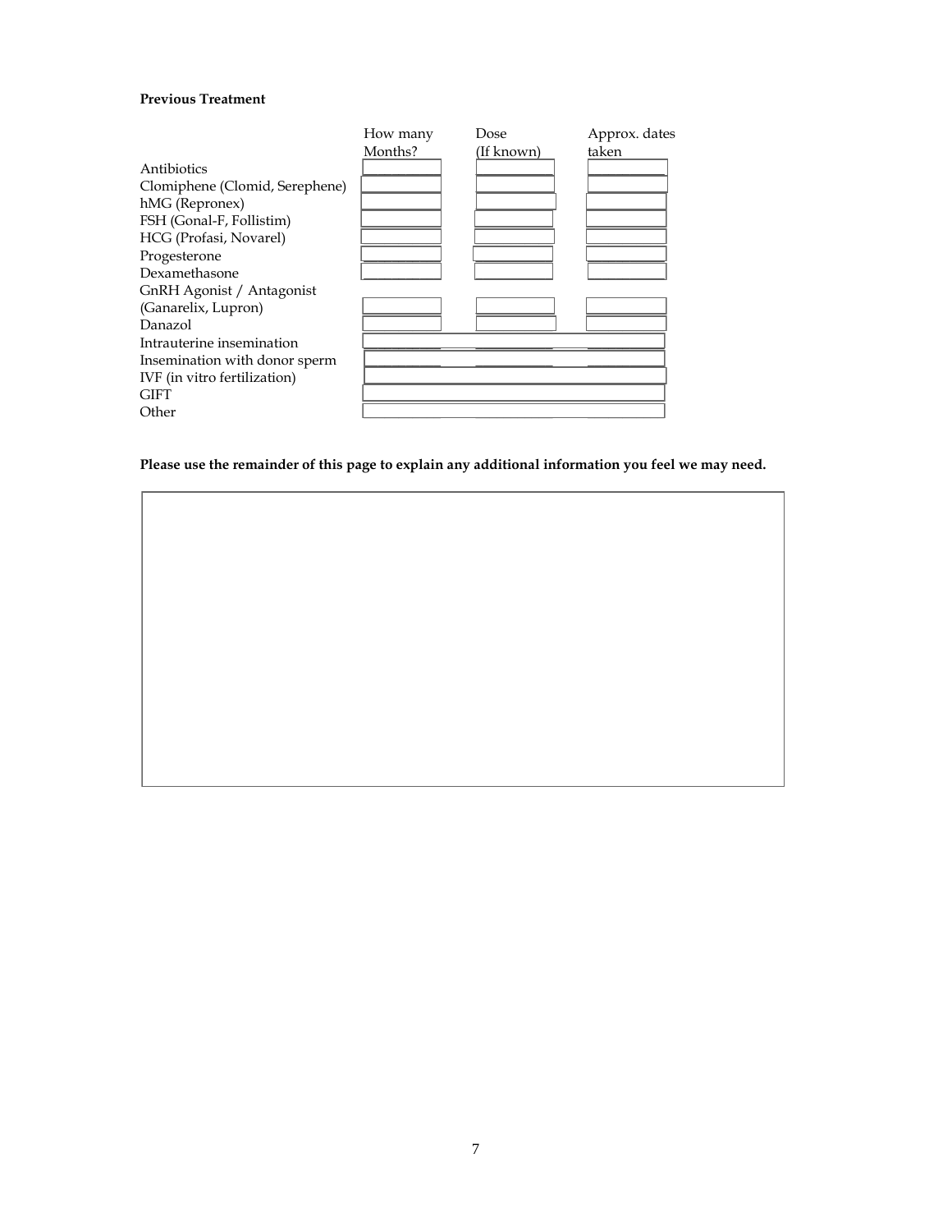**Previous Treatment**

| | How many Months? | Dose (If known) | Approx. dates taken |
|---|---|---|---|
| Antibiotics | | | |
| Clomiphene (Clomid, Serephene) | | | |
| hMG (Repronex) | | | |
| FSH (Gonal-F, Follistim) | | | |
| HCG (Profasi, Novarel) | | | |
| Progesterone | | | |
| Dexamethasone | | | |
| GnRH Agonist / Antagonist (Ganarelix, Lupron) | | | |
| Danazol | | | |
| Intrauterine insemination | | | |
| Insemination with donor sperm | | | |
| IVF (in vitro fertilization) | | | |
| GIFT | | | |
| Other | | | |

**Please use the remainder of this page to explain any additional information you feel we may need.**